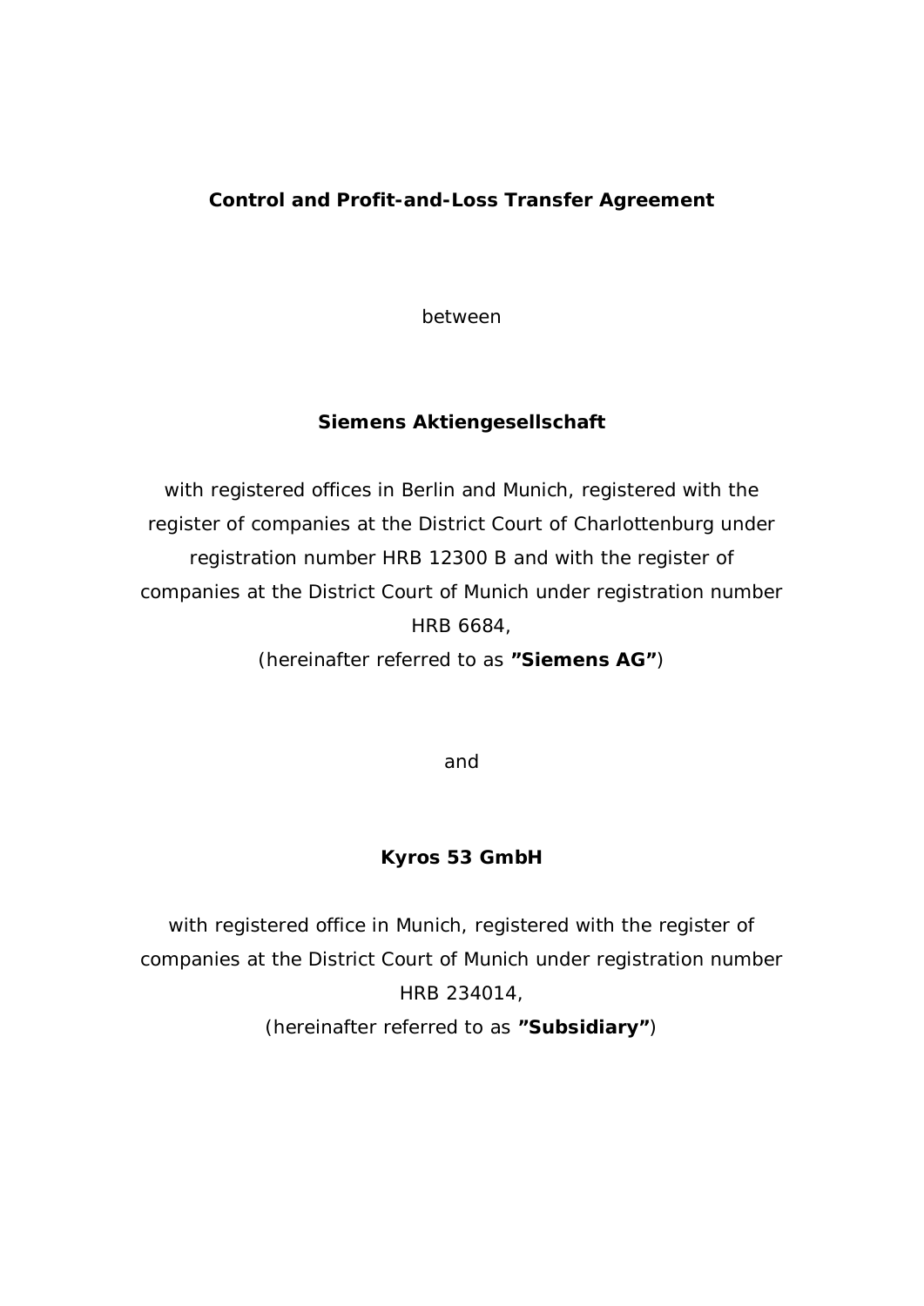# Control and Profit-and-Loss Transfer Agreement

between

**Siemens Aktiengesellschaft**

with registered offices in Berlin and Munich, registered with the register of companies at the District Court of Charlottenburg under registration number HRB 12300 B and with the register of companies at the District Court of Munich under registration number HRB 6684,

(hereinafter referred to as **"Siemens AG"**)

and

**Kyros 53 GmbH**

with registered office in Munich, registered with the register of companies at the District Court of Munich under registration number HRB 234014,

(hereinafter referred to as **"Subsidiary"**)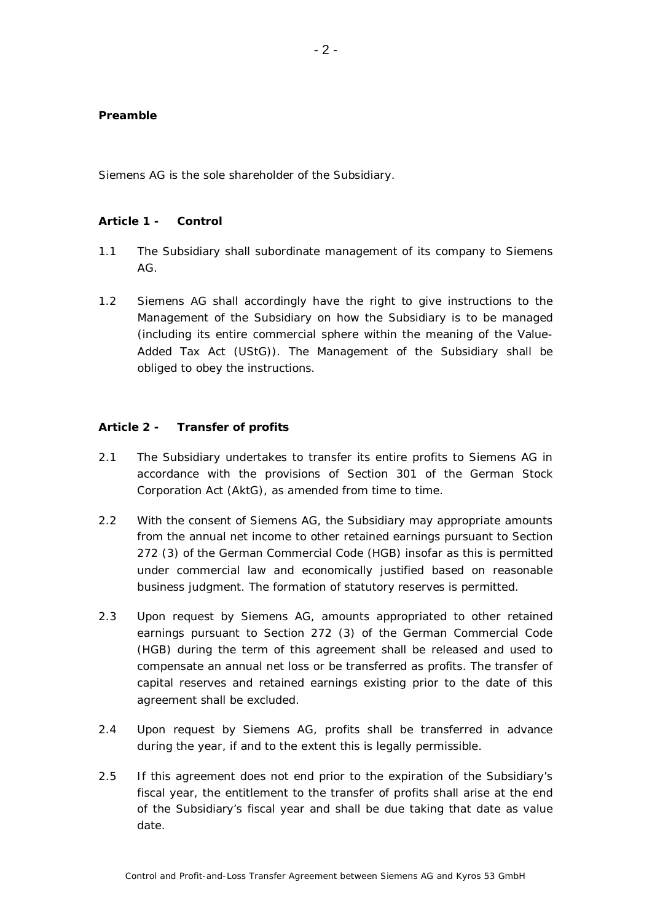**Preamble**

Siemens AG is the sole shareholder of the Subsidiary.

**Article 1 - Control**

1.1 The Subsidiary shall subordinate management of its company to Siemens AG.

1.2 Siemens AG shall accordingly have the right to give instructions to the Management of the Subsidiary on how the Subsidiary is to be managed (including its entire commercial sphere within the meaning of the Value-Added Tax Act (UStG)). The Management of the Subsidiary shall be obliged to obey the instructions.

**Article 2 - Transfer of profits**

2.1 The Subsidiary undertakes to transfer its entire profits to Siemens AG in accordance with the provisions of Section 301 of the German Stock Corporation Act (AktG), as amended from time to time.

2.2 With the consent of Siemens AG, the Subsidiary may appropriate amounts from the annual net income to other retained earnings pursuant to Section 272 (3) of the German Commercial Code (HGB) insofar as this is permitted under commercial law and economically justified based on reasonable business judgment. The formation of statutory reserves is permitted.

2.3 Upon request by Siemens AG, amounts appropriated to other retained earnings pursuant to Section 272 (3) of the German Commercial Code (HGB) during the term of this agreement shall be released and used to compensate an annual net loss or be transferred as profits. The transfer of capital reserves and retained earnings existing prior to the date of this agreement shall be excluded.

2.4 Upon request by Siemens AG, profits shall be transferred in advance during the year, if and to the extent this is legally permissible.

2.5 If this agreement does not end prior to the expiration of the Subsidiary's fiscal year, the entitlement to the transfer of profits shall arise at the end of the Subsidiary's fiscal year and shall be due taking that date as value date.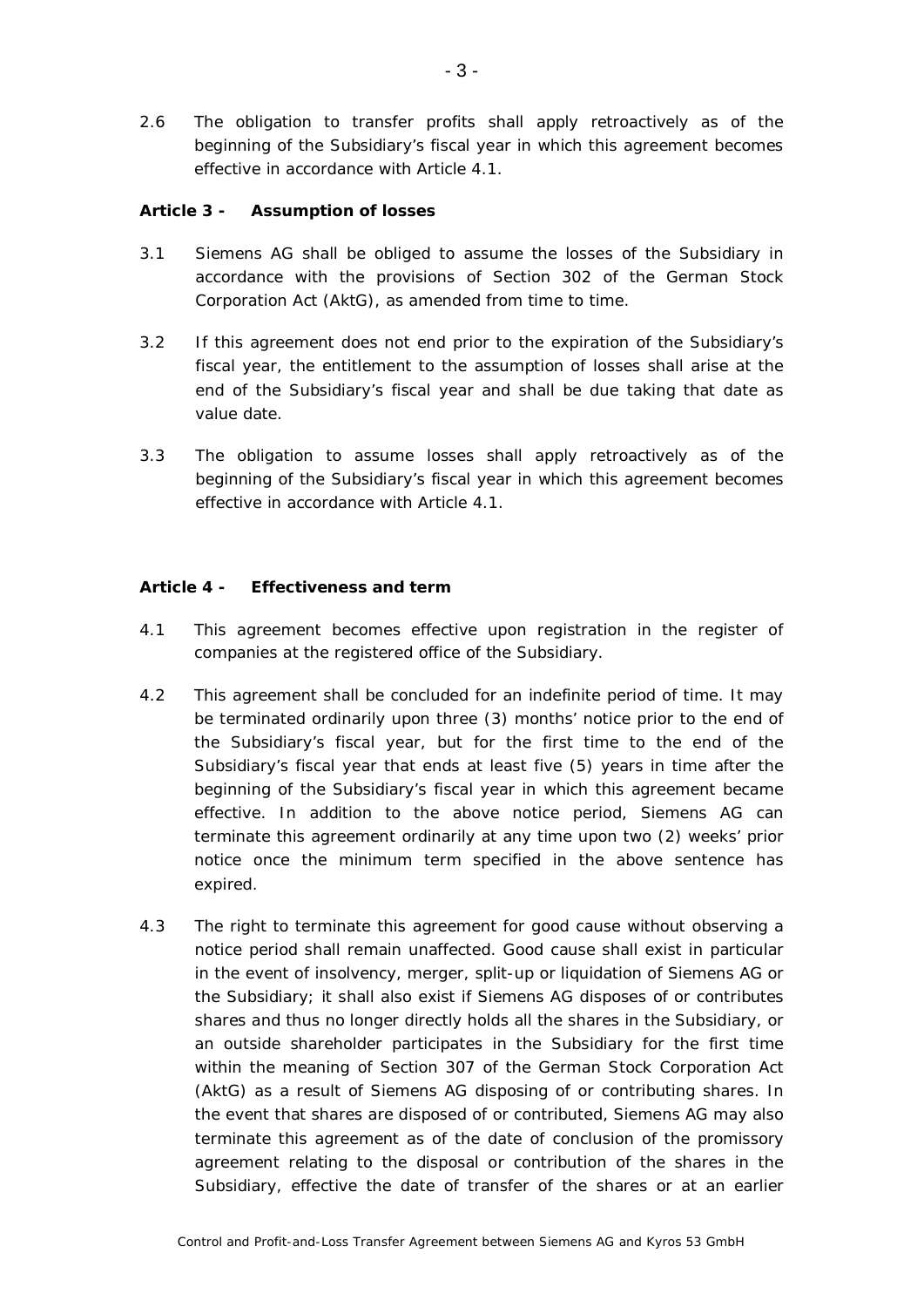2.6 The obligation to transfer profits shall apply retroactively as of the beginning of the Subsidiary's fiscal year in which this agreement becomes effective in accordance with Article 4.1.

**Article 3 - Assumption of losses**

3.1 Siemens AG shall be obliged to assume the losses of the Subsidiary in accordance with the provisions of Section 302 of the German Stock Corporation Act (AktG), as amended from time to time.

3.2 If this agreement does not end prior to the expiration of the Subsidiary's fiscal year, the entitlement to the assumption of losses shall arise at the end of the Subsidiary's fiscal year and shall be due taking that date as value date.

3.3 The obligation to assume losses shall apply retroactively as of the beginning of the Subsidiary's fiscal year in which this agreement becomes effective in accordance with Article 4.1.

**Article 4 - Effectiveness and term**

4.1 This agreement becomes effective upon registration in the register of companies at the registered office of the Subsidiary.

4.2 This agreement shall be concluded for an indefinite period of time. It may be terminated ordinarily upon three (3) months' notice prior to the end of the Subsidiary's fiscal year, but for the first time to the end of the Subsidiary's fiscal year that ends at least five (5) years in time after the beginning of the Subsidiary's fiscal year in which this agreement became effective. In addition to the above notice period, Siemens AG can terminate this agreement ordinarily at any time upon two (2) weeks' prior notice once the minimum term specified in the above sentence has expired.

4.3 The right to terminate this agreement for good cause without observing a notice period shall remain unaffected. Good cause shall exist in particular in the event of insolvency, merger, split-up or liquidation of Siemens AG or the Subsidiary; it shall also exist if Siemens AG disposes of or contributes shares and thus no longer directly holds all the shares in the Subsidiary, or an outside shareholder participates in the Subsidiary for the first time within the meaning of Section 307 of the German Stock Corporation Act (AktG) as a result of Siemens AG disposing of or contributing shares. In the event that shares are disposed of or contributed, Siemens AG may also terminate this agreement as of the date of conclusion of the promissory agreement relating to the disposal or contribution of the shares in the Subsidiary, effective the date of transfer of the shares or at an earlier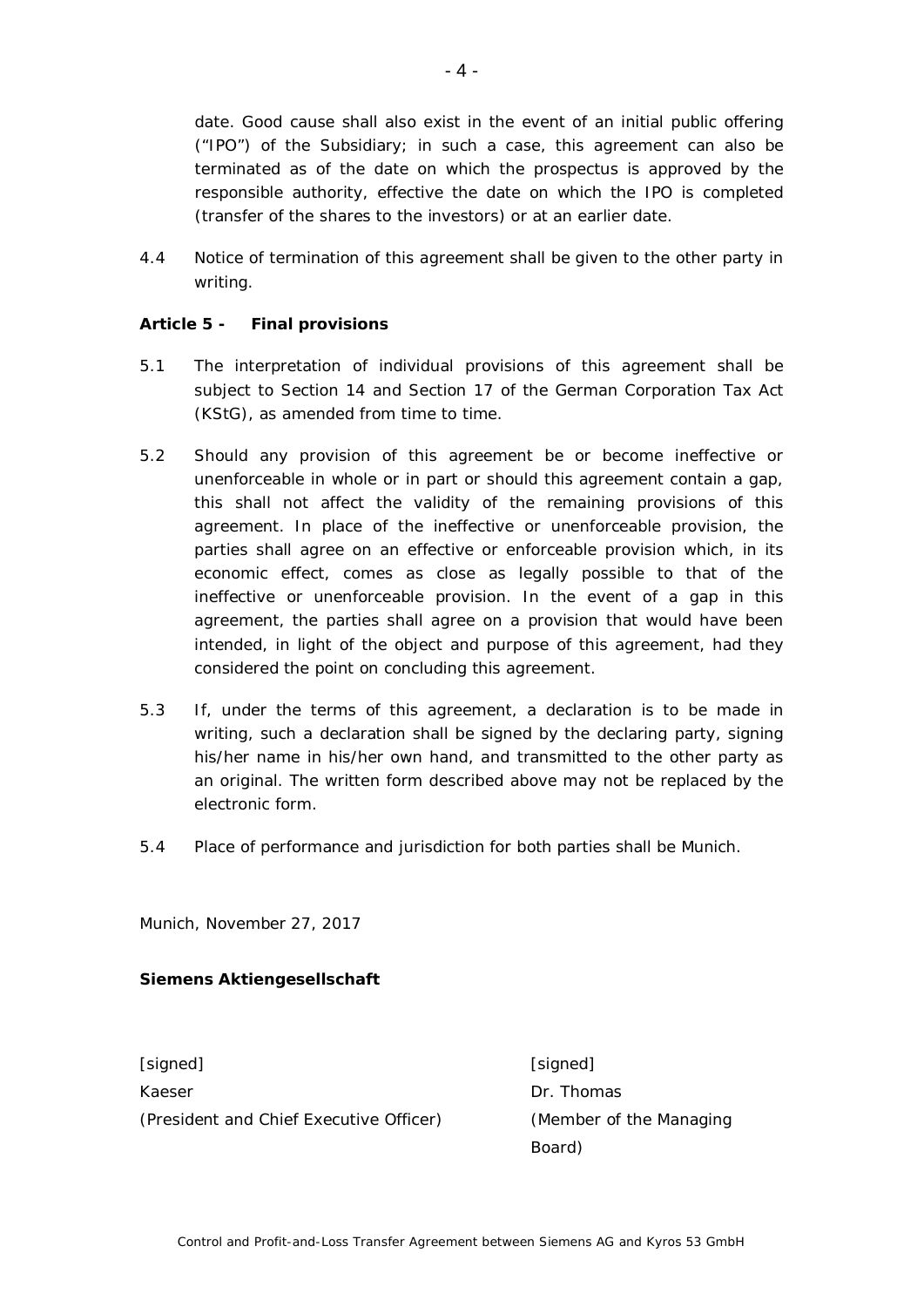date. Good cause shall also exist in the event of an initial public offering ("IPO") of the Subsidiary; in such a case, this agreement can also be terminated as of the date on which the prospectus is approved by the responsible authority, effective the date on which the IPO is completed (transfer of the shares to the investors) or at an earlier date.

4.4 Notice of termination of this agreement shall be given to the other party in writing.

**Article 5 - Final provisions**

5.1 The interpretation of individual provisions of this agreement shall be subject to Section 14 and Section 17 of the German Corporation Tax Act (KStG), as amended from time to time.

5.2 Should any provision of this agreement be or become ineffective or unenforceable in whole or in part or should this agreement contain a gap, this shall not affect the validity of the remaining provisions of this agreement. In place of the ineffective or unenforceable provision, the parties shall agree on an effective or enforceable provision which, in its economic effect, comes as close as legally possible to that of the ineffective or unenforceable provision. In the event of a gap in this agreement, the parties shall agree on a provision that would have been intended, in light of the object and purpose of this agreement, had they considered the point on concluding this agreement.

5.3 If, under the terms of this agreement, a declaration is to be made in writing, such a declaration shall be signed by the declaring party, signing his/her name in his/her own hand, and transmitted to the other party as an original. The written form described above may not be replaced by the electronic form.

5.4 Place of performance and jurisdiction for both parties shall be Munich.

Munich, November 27, 2017

**Siemens Aktiengesellschaft**

| | |
|---|---|
| [signed] | [signed] |
| Kaeser | Dr. Thomas |
| (President and Chief Executive Officer) | (Member of the Managing Board) |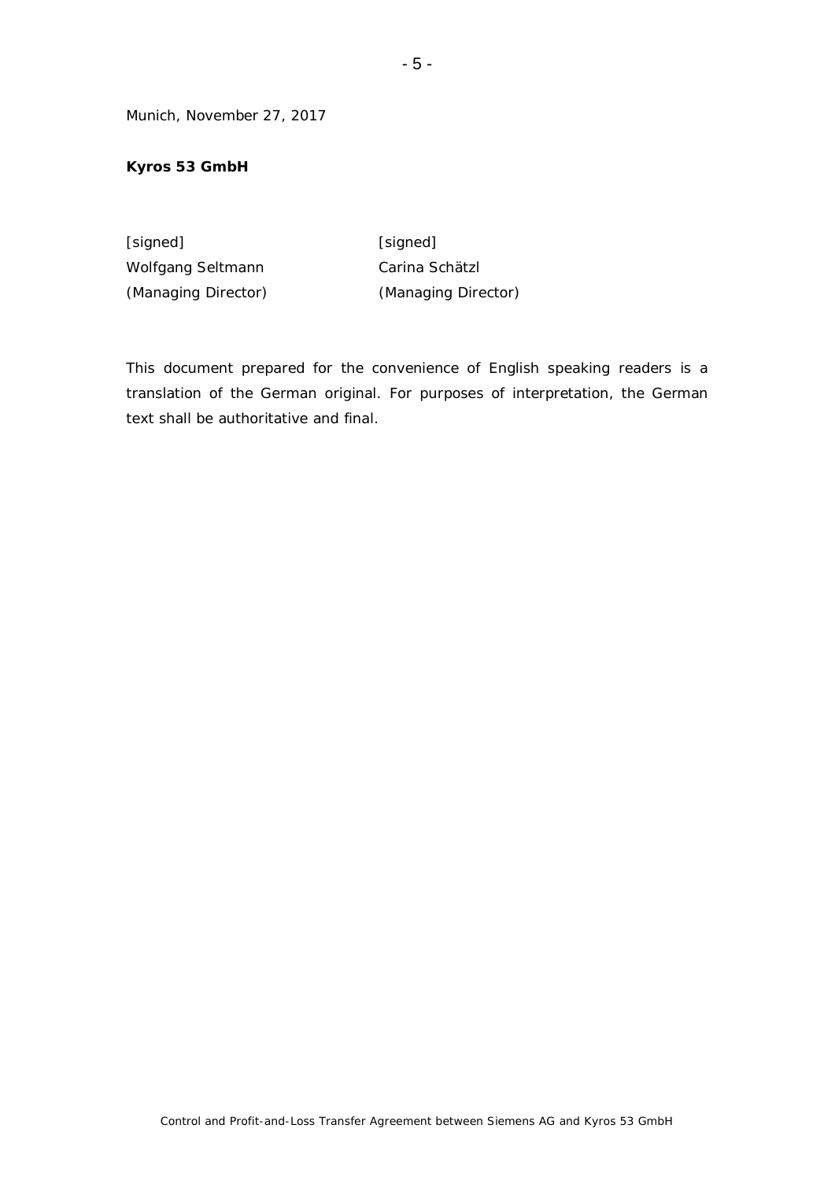Munich, November 27, 2017

**Kyros 53 GmbH**

| | |
|---|---|
| [signed] | [signed] |
| Wolfgang Seltmann | Carina Schätzl |
| (Managing Director) | (Managing Director) |

This document prepared for the convenience of English speaking readers is a translation of the German original. For purposes of interpretation, the German text shall be authoritative and final.